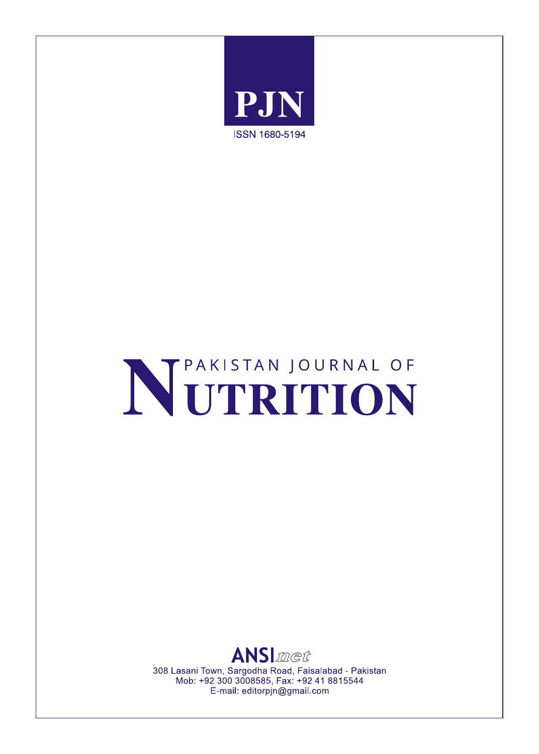# PJN

ISSN 1680-5194

# PAKISTAN JOURNAL OF NUTRITION

**ANSI*net***

308 Lasani Town, Sargodha Road, Faisalabad - Pakistan
Mob: +92 300 3008585, Fax: +92 41 8815544
E-mail: editorpjn@gmail.com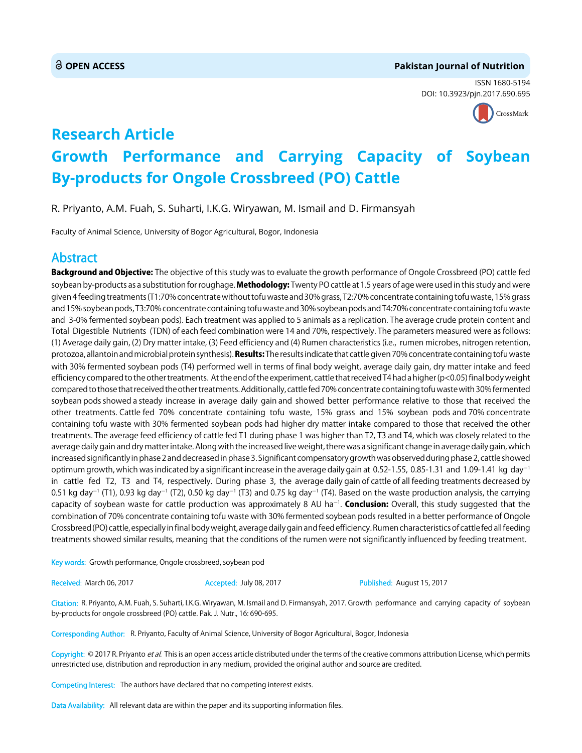🔓 OPEN ACCESS

**Pakistan Journal of Nutrition**

ISSN 1680-5194
DOI: 10.3923/pjn.2017.690.695

# Research Article
# Growth Performance and Carrying Capacity of Soybean By-products for Ongole Crossbreed (PO) Cattle

R. Priyanto, A.M. Fuah, S. Suharti, I.K.G. Wiryawan, M. Ismail and D. Firmansyah

Faculty of Animal Science, University of Bogor Agricultural, Bogor, Indonesia

## Abstract

**Background and Objective:** The objective of this study was to evaluate the growth performance of Ongole Crossbreed (PO) cattle fed soybean by-products as a substitution for roughage. **Methodology:** Twenty PO cattle at 1.5 years of age were used in this study and were given 4 feeding treatments (T1:70% concentrate without tofu waste and 30% grass, T2:70% concentrate containing tofu waste, 15% grass and 15% soybean pods, T3:70% concentrate containing tofu waste and 30% soybean pods and T4:70% concentrate containing tofu waste and 3-0% fermented soybean pods). Each treatment was applied to 5 animals as a replication. The average crude protein content and Total Digestible Nutrients (TDN) of each feed combination were 14 and 70%, respectively. The parameters measured were as follows: (1) Average daily gain, (2) Dry matter intake, (3) Feed efficiency and (4) Rumen characteristics (i.e., rumen microbes, nitrogen retention, protozoa, allantoin and microbial protein synthesis). **Results:** The results indicate that cattle given 70% concentrate containing tofu waste with 30% fermented soybean pods (T4) performed well in terms of final body weight, average daily gain, dry matter intake and feed efficiency compared to the other treatments. At the end of the experiment, cattle that received T4 had a higher ($p<0.05$) final body weight compared to those that received the other treatments. Additionally, cattle fed 70% concentrate containing tofu waste with 30% fermented soybean pods showed a steady increase in average daily gain and showed better performance relative to those that received the other treatments. Cattle fed 70% concentrate containing tofu waste, 15% grass and 15% soybean pods and 70% concentrate containing tofu waste with 30% fermented soybean pods had higher dry matter intake compared to those that received the other treatments. The average feed efficiency of cattle fed T1 during phase 1 was higher than T2, T3 and T4, which was closely related to the average daily gain and dry matter intake. Along with the increased live weight, there was a significant change in average daily gain, which increased significantly in phase 2 and decreased in phase 3. Significant compensatory growth was observed during phase 2, cattle showed optimum growth, which was indicated by a significant increase in the average daily gain at 0.52-1.55, 0.85-1.31 and 1.09-1.41 kg day$^{-1}$ in cattle fed T2, T3 and T4, respectively. During phase 3, the average daily gain of cattle of all feeding treatments decreased by 0.51 kg day$^{-1}$ (T1), 0.93 kg day$^{-1}$ (T2), 0.50 kg day$^{-1}$ (T3) and 0.75 kg day$^{-1}$ (T4). Based on the waste production analysis, the carrying capacity of soybean waste for cattle production was approximately 8 AU ha$^{-1}$. **Conclusion:** Overall, this study suggested that the combination of 70% concentrate containing tofu waste with 30% fermented soybean pods resulted in a better performance of Ongole Crossbreed (PO) cattle, especially in final body weight, average daily gain and feed efficiency. Rumen characteristics of cattle fed all feeding treatments showed similar results, meaning that the conditions of the rumen were not significantly influenced by feeding treatment.

Key words: Growth performance, Ongole crossbreed, soybean pod

Received: March 06, 2017 Accepted: July 08, 2017 Published: August 15, 2017

Citation: R. Priyanto, A.M. Fuah, S. Suharti, I.K.G. Wiryawan, M. Ismail and D. Firmansyah, 2017. Growth performance and carrying capacity of soybean by-products for ongole crossbreed (PO) cattle. Pak. J. Nutr., 16: 690-695.

Corresponding Author: R. Priyanto, Faculty of Animal Science, University of Bogor Agricultural, Bogor, Indonesia

Copyright: © 2017 R. Priyanto *et al.* This is an open access article distributed under the terms of the creative commons attribution License, which permits unrestricted use, distribution and reproduction in any medium, provided the original author and source are credited.

Competing Interest: The authors have declared that no competing interest exists.

Data Availability: All relevant data are within the paper and its supporting information files.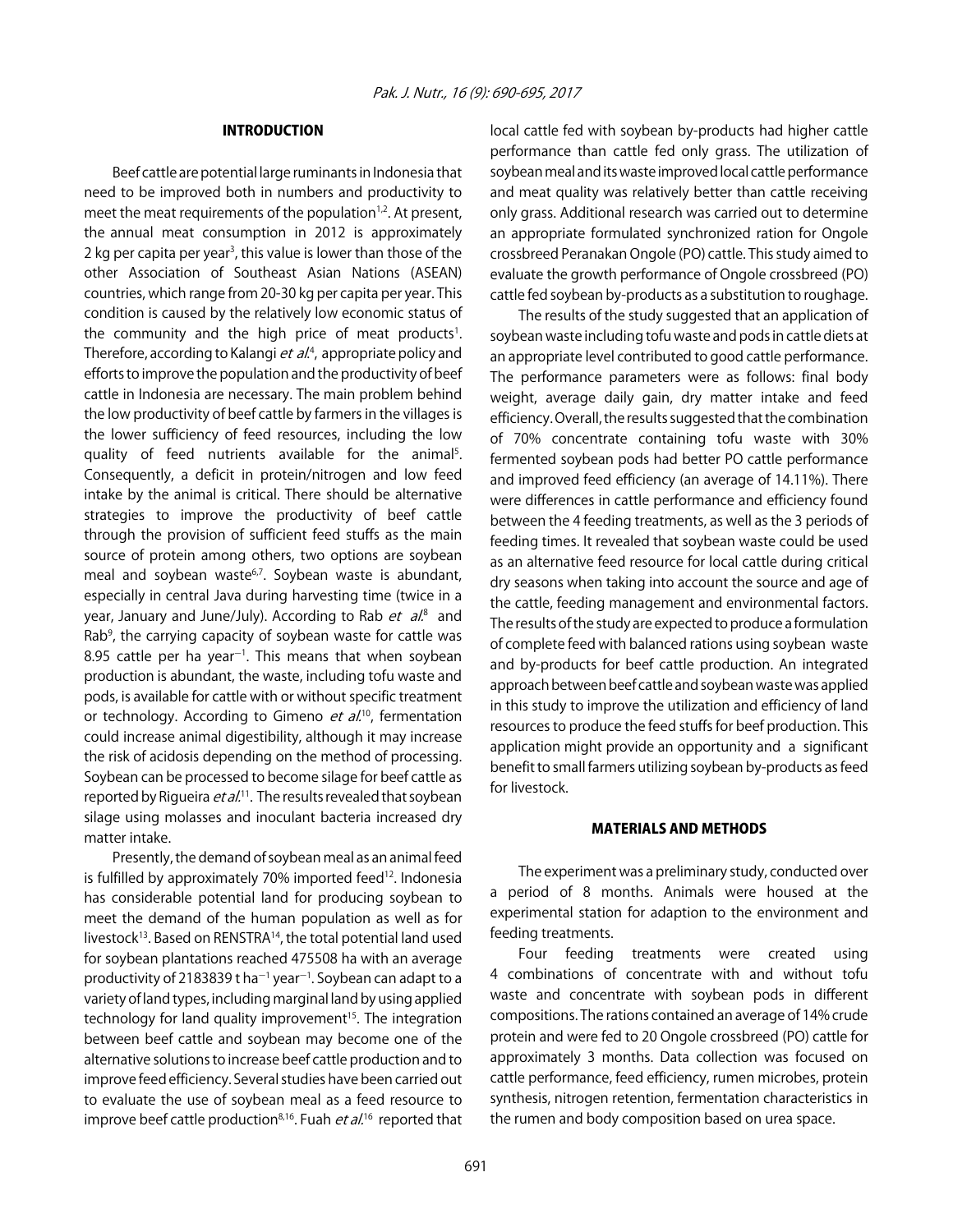## INTRODUCTION

Beef cattle are potential large ruminants in Indonesia that need to be improved both in numbers and productivity to meet the meat requirements of the population[1,2]. At present, the annual meat consumption in 2012 is approximately 2 kg per capita per year[3], this value is lower than those of the other Association of Southeast Asian Nations (ASEAN) countries, which range from 20-30 kg per capita per year. This condition is caused by the relatively low economic status of the community and the high price of meat products[1]. Therefore, according to Kalangi *et al.*[4], appropriate policy and efforts to improve the population and the productivity of beef cattle in Indonesia are necessary. The main problem behind the low productivity of beef cattle by farmers in the villages is the lower sufficiency of feed resources, including the low quality of feed nutrients available for the animal[5]. Consequently, a deficit in protein/nitrogen and low feed intake by the animal is critical. There should be alternative strategies to improve the productivity of beef cattle through the provision of sufficient feed stuffs as the main source of protein among others, two options are soybean meal and soybean waste[6,7]. Soybean waste is abundant, especially in central Java during harvesting time (twice in a year, January and June/July). According to Rab *et al.*[8] and Rab[9], the carrying capacity of soybean waste for cattle was 8.95 cattle per ha year$^{-1}$. This means that when soybean production is abundant, the waste, including tofu waste and pods, is available for cattle with or without specific treatment or technology. According to Gimeno *et al.*[10], fermentation could increase animal digestibility, although it may increase the risk of acidosis depending on the method of processing. Soybean can be processed to become silage for beef cattle as reported by Rigueira *et al.*[11]. The results revealed that soybean silage using molasses and inoculant bacteria increased dry matter intake.

Presently, the demand of soybean meal as an animal feed is fulfilled by approximately 70% imported feed[12]. Indonesia has considerable potential land for producing soybean to meet the demand of the human population as well as for livestock[13]. Based on RENSTRA[14], the total potential land used for soybean plantations reached 475508 ha with an average productivity of 2183839 t ha$^{-1}$ year$^{-1}$. Soybean can adapt to a variety of land types, including marginal land by using applied technology for land quality improvement[15]. The integration between beef cattle and soybean may become one of the alternative solutions to increase beef cattle production and to improve feed efficiency. Several studies have been carried out to evaluate the use of soybean meal as a feed resource to improve beef cattle production[8,16]. Fuah *et al.*[16] reported that local cattle fed with soybean by-products had higher cattle performance than cattle fed only grass. The utilization of soybean meal and its waste improved local cattle performance and meat quality was relatively better than cattle receiving only grass. Additional research was carried out to determine an appropriate formulated synchronized ration for Ongole crossbreed Peranakan Ongole (PO) cattle. This study aimed to evaluate the growth performance of Ongole crossbreed (PO) cattle fed soybean by-products as a substitution to roughage.

The results of the study suggested that an application of soybean waste including tofu waste and pods in cattle diets at an appropriate level contributed to good cattle performance. The performance parameters were as follows: final body weight, average daily gain, dry matter intake and feed efficiency. Overall, the results suggested that the combination of 70% concentrate containing tofu waste with 30% fermented soybean pods had better PO cattle performance and improved feed efficiency (an average of 14.11%). There were differences in cattle performance and efficiency found between the 4 feeding treatments, as well as the 3 periods of feeding times. It revealed that soybean waste could be used as an alternative feed resource for local cattle during critical dry seasons when taking into account the source and age of the cattle, feeding management and environmental factors. The results of the study are expected to produce a formulation of complete feed with balanced rations using soybean waste and by-products for beef cattle production. An integrated approach between beef cattle and soybean waste was applied in this study to improve the utilization and efficiency of land resources to produce the feed stuffs for beef production. This application might provide an opportunity and a significant benefit to small farmers utilizing soybean by-products as feed for livestock.

## MATERIALS AND METHODS

The experiment was a preliminary study, conducted over a period of 8 months. Animals were housed at the experimental station for adaption to the environment and feeding treatments.

Four feeding treatments were created using 4 combinations of concentrate with and without tofu waste and concentrate with soybean pods in different compositions. The rations contained an average of 14% crude protein and were fed to 20 Ongole crossbreed (PO) cattle for approximately 3 months. Data collection was focused on cattle performance, feed efficiency, rumen microbes, protein synthesis, nitrogen retention, fermentation characteristics in the rumen and body composition based on urea space.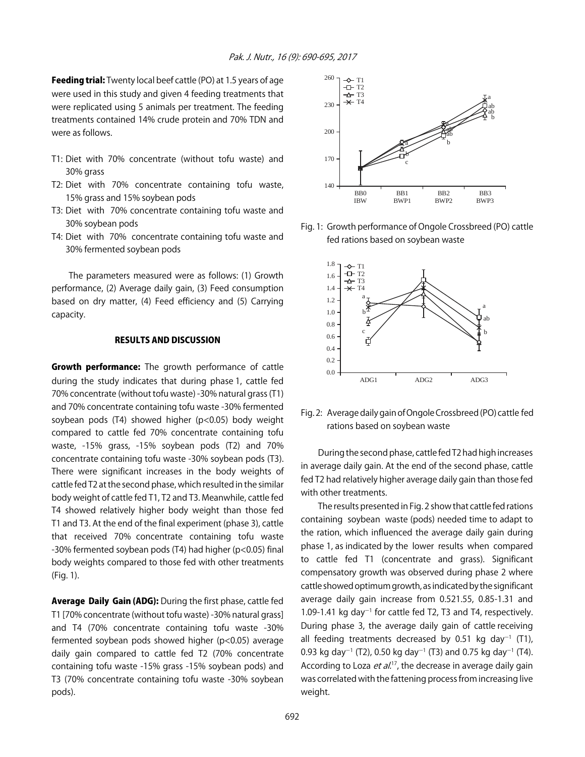**Feeding trial:** Twenty local beef cattle (PO) at 1.5 years of age were used in this study and given 4 feeding treatments that were replicated using 5 animals per treatment. The feeding treatments contained 14% crude protein and 70% TDN and were as follows.

- T1: Diet with 70% concentrate (without tofu waste) and 30% grass
- T2: Diet with 70% concentrate containing tofu waste, 15% grass and 15% soybean pods
- T3: Diet with 70% concentrate containing tofu waste and 30% soybean pods
- T4: Diet with 70% concentrate containing tofu waste and 30% fermented soybean pods

The parameters measured were as follows: (1) Growth performance, (2) Average daily gain, (3) Feed consumption based on dry matter, (4) Feed efficiency and (5) Carrying capacity.

## RESULTS AND DISCUSSION

**Growth performance:** The growth performance of cattle during the study indicates that during phase 1, cattle fed 70% concentrate (without tofu waste) -30% natural grass (T1) and 70% concentrate containing tofu waste -30% fermented soybean pods (T4) showed higher ($p<0.05$) body weight compared to cattle fed 70% concentrate containing tofu waste, -15% grass, -15% soybean pods (T2) and 70% concentrate containing tofu waste -30% soybean pods (T3). There were significant increases in the body weights of cattle fed T2 at the second phase, which resulted in the similar body weight of cattle fed T1, T2 and T3. Meanwhile, cattle fed T4 showed relatively higher body weight than those fed T1 and T3. At the end of the final experiment (phase 3), cattle that received 70% concentrate containing tofu waste -30% fermented soybean pods (T4) had higher ($p<0.05$) final body weights compared to those fed with other treatments (Fig. 1).

**Average Daily Gain (ADG):** During the first phase, cattle fed T1 [70% concentrate (without tofu waste) -30% natural grass] and T4 (70% concentrate containing tofu waste -30% fermented soybean pods showed higher ($p<0.05$) average daily gain compared to cattle fed T2 (70% concentrate containing tofu waste -15% grass -15% soybean pods) and T3 (70% concentrate containing tofu waste -30% soybean pods).

Fig. 1: Growth performance of Ongole Crossbreed (PO) cattle fed rations based on soybean waste

Fig. 2: Average daily gain of Ongole Crossbreed (PO) cattle fed rations based on soybean waste

During the second phase, cattle fed T2 had high increases in average daily gain. At the end of the second phase, cattle fed T2 had relatively higher average daily gain than those fed with other treatments.

The results presented in Fig. 2 show that cattle fed rations containing soybean waste (pods) needed time to adapt to the ration, which influenced the average daily gain during phase 1, as indicated by the lower results when compared to cattle fed T1 (concentrate and grass). Significant compensatory growth was observed during phase 2 where cattle showed optimum growth, as indicated by the significant average daily gain increase from 0.521.55, 0.85-1.31 and 1.09-1.41 kg $day^{-1}$ for cattle fed T2, T3 and T4, respectively. During phase 3, the average daily gain of cattle receiving all feeding treatments decreased by 0.51 kg $day^{-1}$ (T1), 0.93 kg $day^{-1}$ (T2), 0.50 kg $day^{-1}$ (T3) and 0.75 kg $day^{-1}$ (T4). According to Loza *et al.*[17], the decrease in average daily gain was correlated with the fattening process from increasing live weight.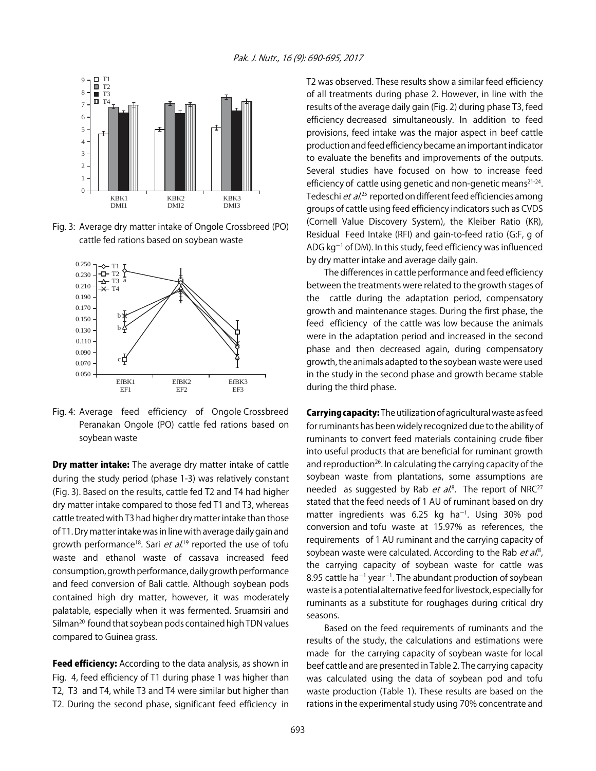Fig. 3: Average dry matter intake of Ongole Crossbreed (PO) cattle fed rations based on soybean waste

Fig. 4: Average feed efficiency of Ongole Crossbreed Peranakan Ongole (PO) cattle fed rations based on soybean waste

**Dry matter intake:** The average dry matter intake of cattle during the study period (phase 1-3) was relatively constant (Fig. 3). Based on the results, cattle fed T2 and T4 had higher dry matter intake compared to those fed T1 and T3, whereas cattle treated with T3 had higher dry matter intake than those of T1. Dry matter intake was in line with average daily gain and growth performance[18]. Sari *et al.*[19] reported the use of tofu waste and ethanol waste of cassava increased feed consumption, growth performance, daily growth performance and feed conversion of Bali cattle. Although soybean pods contained high dry matter, however, it was moderately palatable, especially when it was fermented. Sruamsiri and Silman[20] found that soybean pods contained high TDN values compared to Guinea grass.

**Feed efficiency:** According to the data analysis, as shown in Fig. 4, feed efficiency of T1 during phase 1 was higher than T2, T3 and T4, while T3 and T4 were similar but higher than T2. During the second phase, significant feed efficiency in T2 was observed. These results show a similar feed efficiency of all treatments during phase 2. However, in line with the results of the average daily gain (Fig. 2) during phase T3, feed efficiency decreased simultaneously. In addition to feed provisions, feed intake was the major aspect in beef cattle production and feed efficiency became an important indicator to evaluate the benefits and improvements of the outputs. Several studies have focused on how to increase feed efficiency of cattle using genetic and non-genetic means[21-24]. Tedeschi *et al.*[25] reported on different feed efficiencies among groups of cattle using feed efficiency indicators such as CVDS (Cornell Value Discovery System), the Kleiber Ratio (KR), Residual Feed Intake (RFI) and gain-to-feed ratio (G:F, g of ADG $kg^{-1}$ of DM). In this study, feed efficiency was influenced by dry matter intake and average daily gain.

The differences in cattle performance and feed efficiency between the treatments were related to the growth stages of the cattle during the adaptation period, compensatory growth and maintenance stages. During the first phase, the feed efficiency of the cattle was low because the animals were in the adaptation period and increased in the second phase and then decreased again, during compensatory growth, the animals adapted to the soybean waste were used in the study in the second phase and growth became stable during the third phase.

**Carrying capacity:** The utilization of agricultural waste as feed for ruminants has been widely recognized due to the ability of ruminants to convert feed materials containing crude fiber into useful products that are beneficial for ruminant growth and reproduction[26]. In calculating the carrying capacity of the soybean waste from plantations, some assumptions are needed as suggested by Rab *et al.*[8]. The report of NRC[27] stated that the feed needs of 1 AU of ruminant based on dry matter ingredients was 6.25 kg $ha^{-1}$. Using 30% pod conversion and tofu waste at 15.97% as references, the requirements of 1 AU ruminant and the carrying capacity of soybean waste were calculated. According to the Rab *et al.*[8], the carrying capacity of soybean waste for cattle was 8.95 cattle $ha^{-1}$ $year^{-1}$. The abundant production of soybean waste is a potential alternative feed for livestock, especially for ruminants as a substitute for roughages during critical dry seasons.

Based on the feed requirements of ruminants and the results of the study, the calculations and estimations were made for the carrying capacity of soybean waste for local beef cattle and are presented in Table 2. The carrying capacity was calculated using the data of soybean pod and tofu waste production (Table 1). These results are based on the rations in the experimental study using 70% concentrate and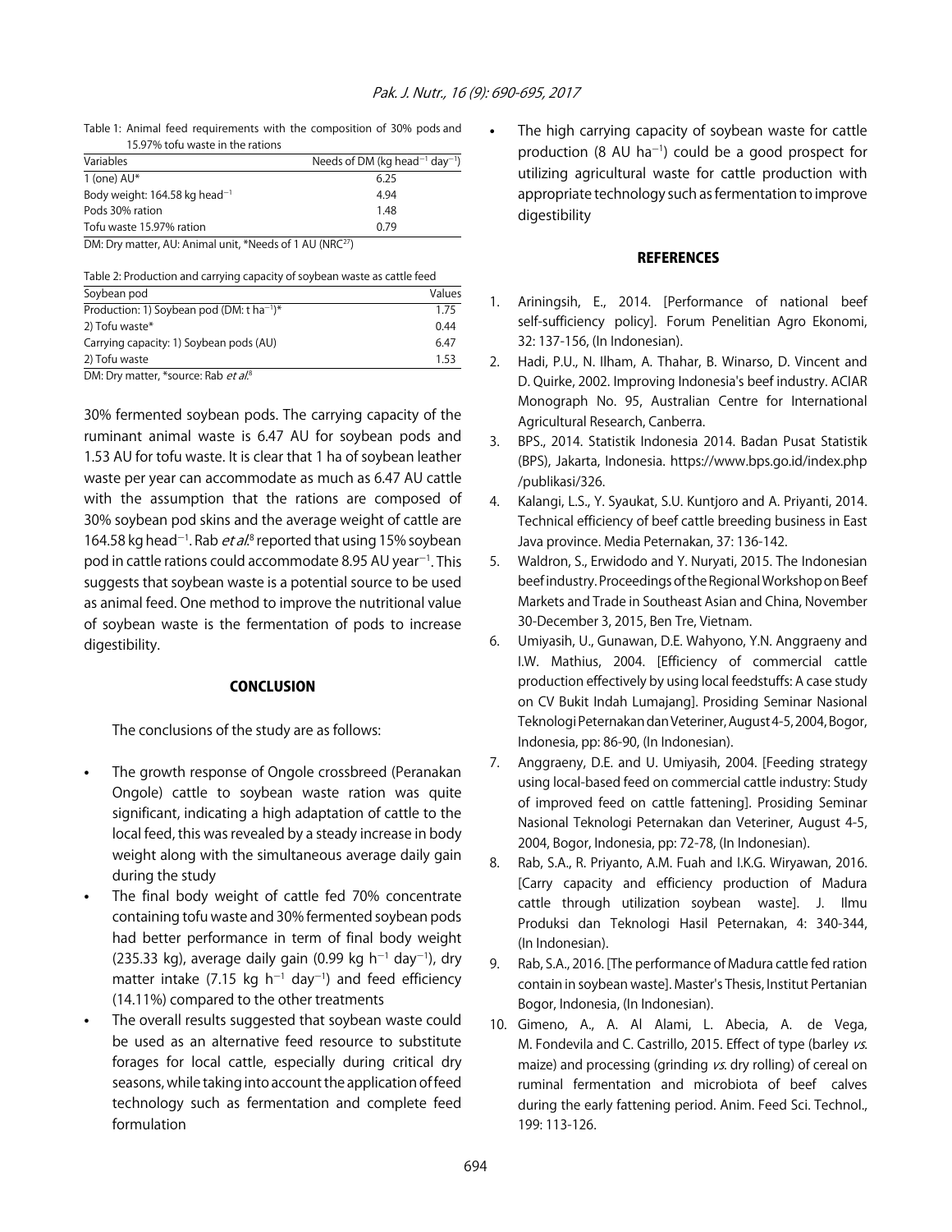Table 1: Animal feed requirements with the composition of 30% pods and 15.97% tofu waste in the rations

| Variables | Needs of DM (kg $head^{-1}$ $day^{-1}$) |
|---|---|
| 1 (one) AU* | 6.25 |
| Body weight: 164.58 kg $head^{-1}$ | 4.94 |
| Pods 30% ration | 1.48 |
| Tofu waste 15.97% ration | 0.79 |

DM: Dry matter, AU: Animal unit, *Needs of 1 AU (NRC[27])

Table 2: Production and carrying capacity of soybean waste as cattle feed

| Soybean pod | Values |
|---|---|
| Production: 1) Soybean pod (DM: t $ha^{-1}$)* | 1.75 |
| 2) Tofu waste* | 0.44 |
| Carrying capacity: 1) Soybean pods (AU) | 6.47 |
| 2) Tofu waste | 1.53 |

DM: Dry matter, *source: Rab *et al.*[8]

30% fermented soybean pods. The carrying capacity of the ruminant animal waste is 6.47 AU for soybean pods and 1.53 AU for tofu waste. It is clear that 1 ha of soybean leather waste per year can accommodate as much as 6.47 AU cattle with the assumption that the rations are composed of 30% soybean pod skins and the average weight of cattle are 164.58 kg $head^{-1}$. Rab *et al.*[8] reported that using 15% soybean pod in cattle rations could accommodate 8.95 AU $year^{-1}$. This suggests that soybean waste is a potential source to be used as animal feed. One method to improve the nutritional value of soybean waste is the fermentation of pods to increase digestibility.

## CONCLUSION

The conclusions of the study are as follows:

- The growth response of Ongole crossbreed (Peranakan Ongole) cattle to soybean waste ration was quite significant, indicating a high adaptation of cattle to the local feed, this was revealed by a steady increase in body weight along with the simultaneous average daily gain during the study
- The final body weight of cattle fed 70% concentrate containing tofu waste and 30% fermented soybean pods had better performance in term of final body weight (235.33 kg), average daily gain (0.99 kg $h^{-1}$ $day^{-1}$), dry matter intake (7.15 kg $h^{-1}$ $day^{-1}$) and feed efficiency (14.11%) compared to the other treatments
- The overall results suggested that soybean waste could be used as an alternative feed resource to substitute forages for local cattle, especially during critical dry seasons, while taking into account the application of feed technology such as fermentation and complete feed formulation
- The high carrying capacity of soybean waste for cattle production (8 AU $ha^{-1}$) could be a good prospect for utilizing agricultural waste for cattle production with appropriate technology such as fermentation to improve digestibility

## REFERENCES

1. Ariningsih, E., 2014. [Performance of national beef self-sufficiency policy]. Forum Penelitian Agro Ekonomi, 32: 137-156, (In Indonesian).
2. Hadi, P.U., N. Ilham, A. Thahar, B. Winarso, D. Vincent and D. Quirke, 2002. Improving Indonesia's beef industry. ACIAR Monograph No. 95, Australian Centre for International Agricultural Research, Canberra.
3. BPS., 2014. Statistik Indonesia 2014. Badan Pusat Statistik (BPS), Jakarta, Indonesia. https://www.bps.go.id/index.php/publikasi/326.
4. Kalangi, L.S., Y. Syaukat, S.U. Kuntjoro and A. Priyanti, 2014. Technical efficiency of beef cattle breeding business in East Java province. Media Peternakan, 37: 136-142.
5. Waldron, S., Erwidodo and Y. Nuryati, 2015. The Indonesian beef industry. Proceedings of the Regional Workshop on Beef Markets and Trade in Southeast Asian and China, November 30-December 3, 2015, Ben Tre, Vietnam.
6. Umiyasih, U., Gunawan, D.E. Wahyono, Y.N. Anggraeny and I.W. Mathius, 2004. [Efficiency of commercial cattle production effectively by using local feedstuffs: A case study on CV Bukit Indah Lumajang]. Prosiding Seminar Nasional Teknologi Peternakan dan Veteriner, August 4-5, 2004, Bogor, Indonesia, pp: 86-90, (In Indonesian).
7. Anggraeny, D.E. and U. Umiyasih, 2004. [Feeding strategy using local-based feed on commercial cattle industry: Study of improved feed on cattle fattening]. Prosiding Seminar Nasional Teknologi Peternakan dan Veteriner, August 4-5, 2004, Bogor, Indonesia, pp: 72-78, (In Indonesian).
8. Rab, S.A., R. Priyanto, A.M. Fuah and I.K.G. Wiryawan, 2016. [Carry capacity and efficiency production of Madura cattle through utilization soybean waste]. J. Ilmu Produksi dan Teknologi Hasil Peternakan, 4: 340-344, (In Indonesian).
9. Rab, S.A., 2016. [The performance of Madura cattle fed ration contain in soybean waste]. Master's Thesis, Institut Pertanian Bogor, Indonesia, (In Indonesian).
10. Gimeno, A., A. Al Alami, L. Abecia, A. de Vega, M. Fondevila and C. Castrillo, 2015. Effect of type (barley *vs.* maize) and processing (grinding *vs.* dry rolling) of cereal on ruminal fermentation and microbiota of beef calves during the early fattening period. Anim. Feed Sci. Technol., 199: 113-126.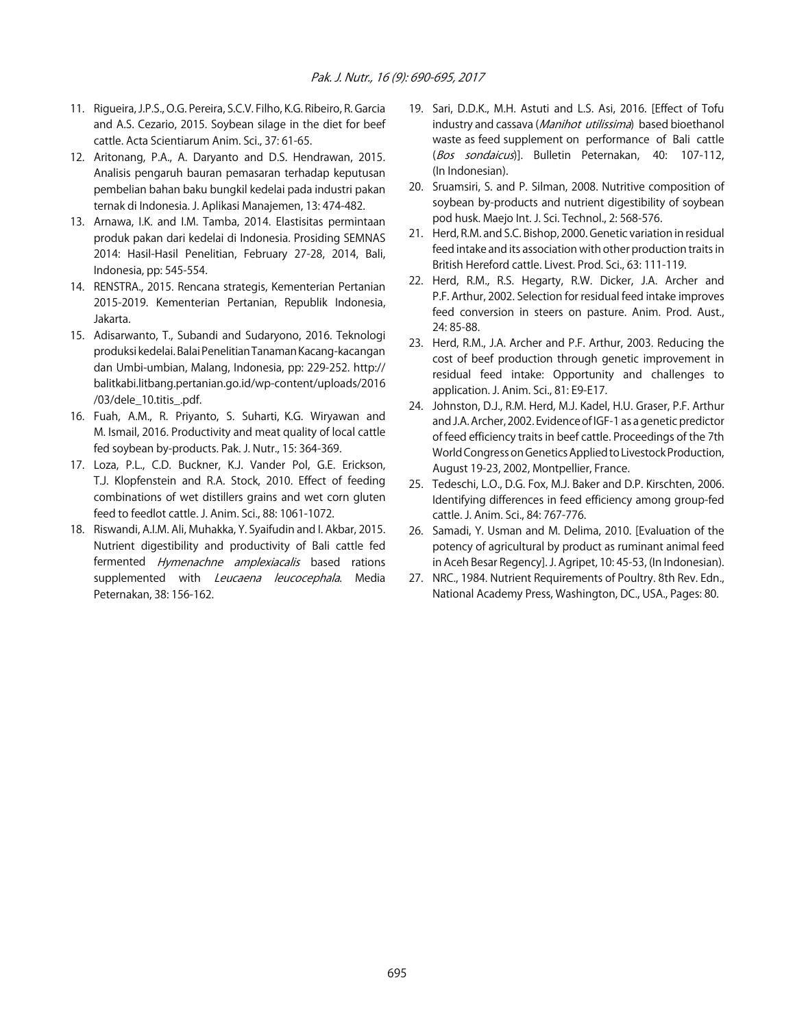11. Rigueira, J.P.S., O.G. Pereira, S.C.V. Filho, K.G. Ribeiro, R. Garcia and A.S. Cezario, 2015. Soybean silage in the diet for beef cattle. Acta Scientiarum Anim. Sci., 37: 61-65.
12. Aritonang, P.A., A. Daryanto and D.S. Hendrawan, 2015. Analisis pengaruh bauran pemasaran terhadap keputusan pembelian bahan baku bungkil kedelai pada industri pakan ternak di Indonesia. J. Aplikasi Manajemen, 13: 474-482.
13. Arnawa, I.K. and I.M. Tamba, 2014. Elastisitas permintaan produk pakan dari kedelai di Indonesia. Prosiding SEMNAS 2014: Hasil-Hasil Penelitian, February 27-28, 2014, Bali, Indonesia, pp: 545-554.
14. RENSTRA., 2015. Rencana strategis, Kementerian Pertanian 2015-2019. Kementerian Pertanian, Republik Indonesia, Jakarta.
15. Adisarwanto, T., Subandi and Sudaryono, 2016. Teknologi produksi kedelai. Balai Penelitian Tanaman Kacang-kacangan dan Umbi-umbian, Malang, Indonesia, pp: 229-252. http://balitkabi.litbang.pertanian.go.id/wp-content/uploads/2016/03/dele_10.titis_.pdf.
16. Fuah, A.M., R. Priyanto, S. Suharti, K.G. Wiryawan and M. Ismail, 2016. Productivity and meat quality of local cattle fed soybean by-products. Pak. J. Nutr., 15: 364-369.
17. Loza, P.L., C.D. Buckner, K.J. Vander Pol, G.E. Erickson, T.J. Klopfenstein and R.A. Stock, 2010. Effect of feeding combinations of wet distillers grains and wet corn gluten feed to feedlot cattle. J. Anim. Sci., 88: 1061-1072.
18. Riswandi, A.I.M. Ali, Muhakka, Y. Syaifudin and I. Akbar, 2015. Nutrient digestibility and productivity of Bali cattle fed fermented *Hymenachne amplexiacalis* based rations supplemented with *Leucaena leucocephala*. Media Peternakan, 38: 156-162.
19. Sari, D.D.K., M.H. Astuti and L.S. Asi, 2016. [Effect of Tofu industry and cassava (*Manihot utilissima*) based bioethanol waste as feed supplement on performance of Bali cattle (*Bos sondaicus*)]. Bulletin Peternakan, 40: 107-112, (In Indonesian).
20. Sruamsiri, S. and P. Silman, 2008. Nutritive composition of soybean by-products and nutrient digestibility of soybean pod husk. Maejo Int. J. Sci. Technol., 2: 568-576.
21. Herd, R.M. and S.C. Bishop, 2000. Genetic variation in residual feed intake and its association with other production traits in British Hereford cattle. Livest. Prod. Sci., 63: 111-119.
22. Herd, R.M., R.S. Hegarty, R.W. Dicker, J.A. Archer and P.F. Arthur, 2002. Selection for residual feed intake improves feed conversion in steers on pasture. Anim. Prod. Aust., 24: 85-88.
23. Herd, R.M., J.A. Archer and P.F. Arthur, 2003. Reducing the cost of beef production through genetic improvement in residual feed intake: Opportunity and challenges to application. J. Anim. Sci., 81: E9-E17.
24. Johnston, D.J., R.M. Herd, M.J. Kadel, H.U. Graser, P.F. Arthur and J.A. Archer, 2002. Evidence of IGF-1 as a genetic predictor of feed efficiency traits in beef cattle. Proceedings of the 7th World Congress on Genetics Applied to Livestock Production, August 19-23, 2002, Montpellier, France.
25. Tedeschi, L.O., D.G. Fox, M.J. Baker and D.P. Kirschten, 2006. Identifying differences in feed efficiency among group-fed cattle. J. Anim. Sci., 84: 767-776.
26. Samadi, Y. Usman and M. Delima, 2010. [Evaluation of the potency of agricultural by product as ruminant animal feed in Aceh Besar Regency]. J. Agripet, 10: 45-53, (In Indonesian).
27. NRC., 1984. Nutrient Requirements of Poultry. 8th Rev. Edn., National Academy Press, Washington, DC., USA., Pages: 80.